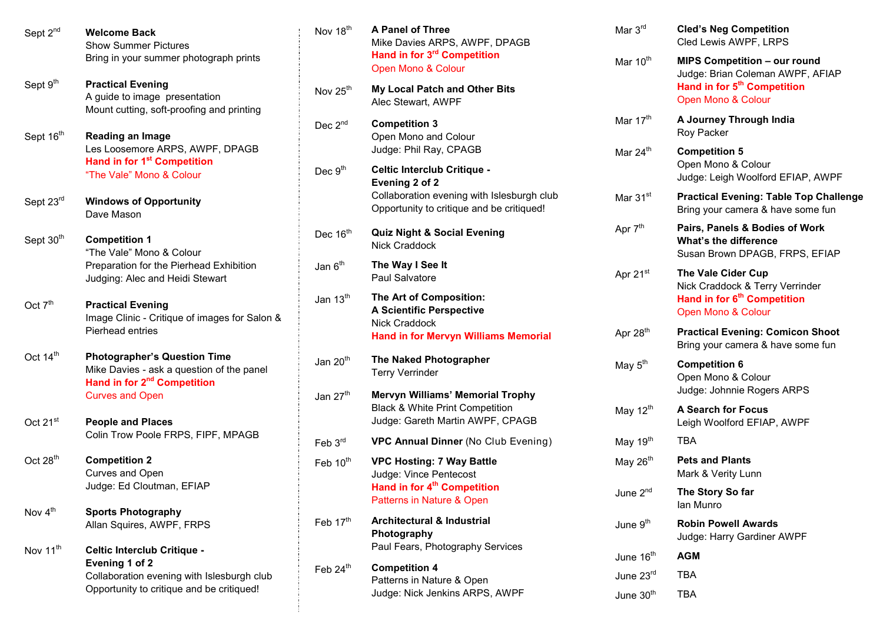| Date | Event |
|---|---|
| Sept 2nd | **Welcome Back**<br>Show Summer Pictures<br>Bring in your summer photograph prints |
| Sept 9th | **Practical Evening**<br>A guide to image presentation<br>Mount cutting, soft-proofing and printing |
| Sept 16th | **Reading an Image**<br>Les Loosemore ARPS, AWPF, DPAGB<br>**Hand in for 1st Competition**<br>"The Vale" Mono & Colour |
| Sept 23rd | **Windows of Opportunity**<br>Dave Mason |
| Sept 30th | **Competition 1**<br>"The Vale" Mono & Colour<br>Preparation for the Pierhead Exhibition<br>Judging: Alec and Heidi Stewart |
| Oct 7th | **Practical Evening**<br>Image Clinic - Critique of images for Salon & Pierhead entries |
| Oct 14th | **Photographer's Question Time**<br>Mike Davies - ask a question of the panel<br>**Hand in for 2nd Competition**<br>Curves and Open |
| Oct 21st | **People and Places**<br>Colin Trow Poole FRPS, FIPF, MPAGB |
| Oct 28th | **Competition 2**<br>Curves and Open<br>Judge: Ed Cloutman, EFIAP |
| Nov 4th | **Sports Photography**<br>Allan Squires, AWPF, FRPS |
| Nov 11th | **Celtic Interclub Critique - Evening 1 of 2**<br>Collaboration evening with Islesburgh club<br>Opportunity to critique and be critiqued! |
| Nov 18th | **A Panel of Three**<br>Mike Davies ARPS, AWPF, DPAGB<br>**Hand in for 3rd Competition**<br>Open Mono & Colour |
| Nov 25th | **My Local Patch and Other Bits**<br>Alec Stewart, AWPF |
| Dec 2nd | **Competition 3**<br>Open Mono and Colour<br>Judge: Phil Ray, CPAGB |
| Dec 9th | **Celtic Interclub Critique - Evening 2 of 2**<br>Collaboration evening with Islesburgh club<br>Opportunity to critique and be critiqued! |
| Dec 16th | **Quiz Night & Social Evening**<br>Nick Craddock |
| Jan 6th | **The Way I See It**<br>Paul Salvatore |
| Jan 13th | **The Art of Composition: A Scientific Perspective**<br>Nick Craddock<br>**Hand in for Mervyn Williams Memorial** |
| Jan 20th | **The Naked Photographer**<br>Terry Verrinder |
| Jan 27th | **Mervyn Williams' Memorial Trophy**<br>Black & White Print Competition<br>Judge: Gareth Martin AWPF, CPAGB |
| Feb 3rd | **VPC Annual Dinner** (No Club Evening) |
| Feb 10th | **VPC Hosting: 7 Way Battle**<br>Judge: Vince Pentecost<br>**Hand in for 4th Competition**<br>Patterns in Nature & Open |
| Feb 17th | **Architectural & Industrial Photography**<br>Paul Fears, Photography Services |
| Feb 24th | **Competition 4**<br>Patterns in Nature & Open<br>Judge: Nick Jenkins ARPS, AWPF |
| Mar 3rd | **Cled's Neg Competition**<br>Cled Lewis AWPF, LRPS |
| Mar 10th | **MIPS Competition – our round**<br>Judge: Brian Coleman AWPF, AFIAP<br>**Hand in for 5th Competition**<br>Open Mono & Colour |
| Mar 17th | **A Journey Through India**<br>Roy Packer |
| Mar 24th | **Competition 5**<br>Open Mono & Colour<br>Judge: Leigh Woolford EFIAP, AWPF |
| Mar 31st | **Practical Evening: Table Top Challenge**<br>Bring your camera & have some fun |
| Apr 7th | **Pairs, Panels & Bodies of Work What's the difference**<br>Susan Brown DPAGB, FRPS, EFIAP |
| Apr 21st | **The Vale Cider Cup**<br>Nick Craddock & Terry Verrinder<br>**Hand in for 6th Competition**<br>Open Mono & Colour |
| Apr 28th | **Practical Evening: Comicon Shoot**<br>Bring your camera & have some fun |
| May 5th | **Competition 6**<br>Open Mono & Colour<br>Judge: Johnnie Rogers ARPS |
| May 12th | **A Search for Focus**<br>Leigh Woolford EFIAP, AWPF |
| May 19th | TBA |
| May 26th | **Pets and Plants**<br>Mark & Verity Lunn |
| June 2nd | **The Story So far**<br>Ian Munro |
| June 9th | **Robin Powell Awards**<br>Judge: Harry Gardiner AWPF |
| June 16th | **AGM** |
| June 23rd | TBA |
| June 30th | TBA |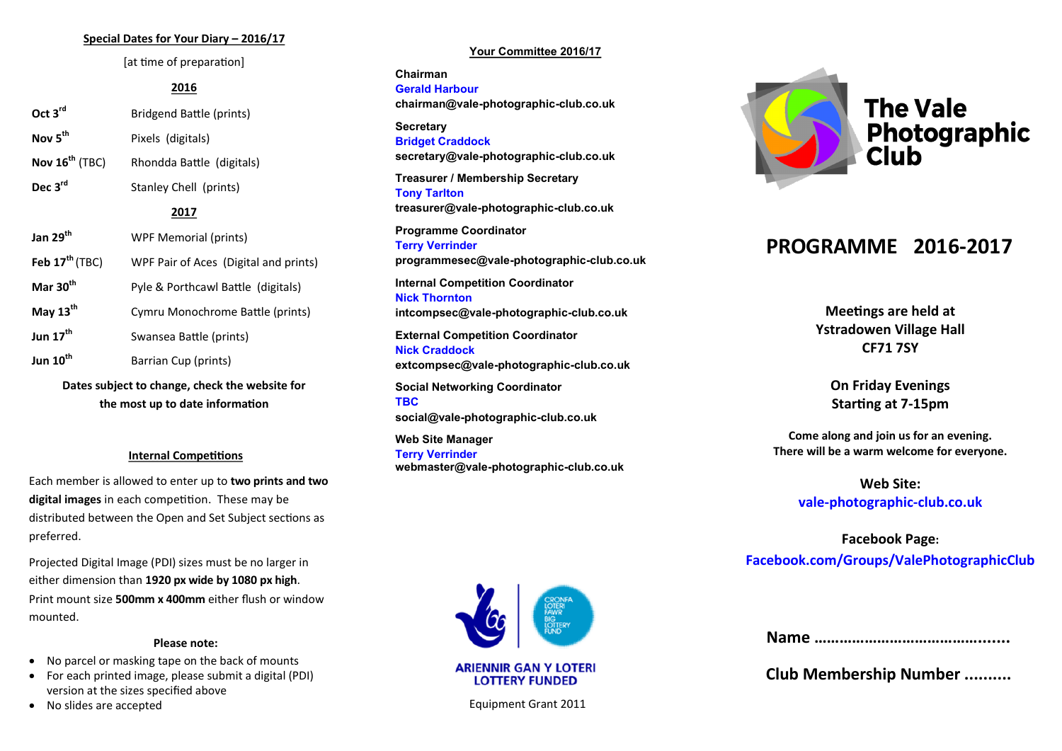**Special Dates for Your Diary – 2016/17**

[at time of preparation]

**2016**

| | |
|---|---|
| **Oct 3rd** | Bridgend Battle (prints) |
| **Nov 5th** | Pixels (digitals) |
| **Nov 16th** (TBC) | Rhondda Battle (digitals) |
| **Dec 3rd** | Stanley Chell (prints) |

**2017**

| | |
|---|---|
| **Jan 29th** | WPF Memorial (prints) |
| **Feb 17th** (TBC) | WPF Pair of Aces (Digital and prints) |
| **Mar 30th** | Pyle & Porthcawl Battle (digitals) |
| **May 13th** | Cymru Monochrome Battle (prints) |
| **Jun 17th** | Swansea Battle (prints) |
| **Jun 10th** | Barrian Cup (prints) |

**Dates subject to change, check the website for the most up to date information**

**Internal Competitions**

Each member is allowed to enter up to **two prints and two digital images** in each competition. These may be distributed between the Open and Set Subject sections as preferred.

Projected Digital Image (PDI) sizes must be no larger in either dimension than **1920 px wide by 1080 px high**.
Print mount size **500mm x 400mm** either flush or window mounted.

**Please note:**

- No parcel or masking tape on the back of mounts
- For each printed image, please submit a digital (PDI) version at the sizes specified above
- No slides are accepted

**Your Committee 2016/17**

**Chairman**
Gerald Harbour
**chairman@vale-photographic-club.co.uk**

**Secretary**
Bridget Craddock
**secretary@vale-photographic-club.co.uk**

**Treasurer / Membership Secretary**
Tony Tarlton
**treasurer@vale-photographic-club.co.uk**

**Programme Coordinator**
Terry Verrinder
**programmesec@vale-photographic-club.co.uk**

**Internal Competition Coordinator**
Nick Thornton
**intcompsec@vale-photographic-club.co.uk**

**External Competition Coordinator**
Nick Craddock
**extcompsec@vale-photographic-club.co.uk**

**Social Networking Coordinator**
TBC
**social@vale-photographic-club.co.uk**

**Web Site Manager**
Terry Verrinder
**webmaster@vale-photographic-club.co.uk**

ARIENNIR GAN Y LOTERI
LOTTERY FUNDED

Equipment Grant 2011

# The Vale Photographic Club

# PROGRAMME 2016-2017

**Meetings are held at**
**Ystradowen Village Hall**
**CF71 7SY**

**On Friday Evenings**
**Starting at 7-15pm**

**Come along and join us for an evening.**
**There will be a warm welcome for everyone.**

**Web Site:**
vale-photographic-club.co.uk

**Facebook Page:**
Facebook.com/Groups/ValePhotographicClub

**Name ……………………………………..**

**Club Membership Number ..........**